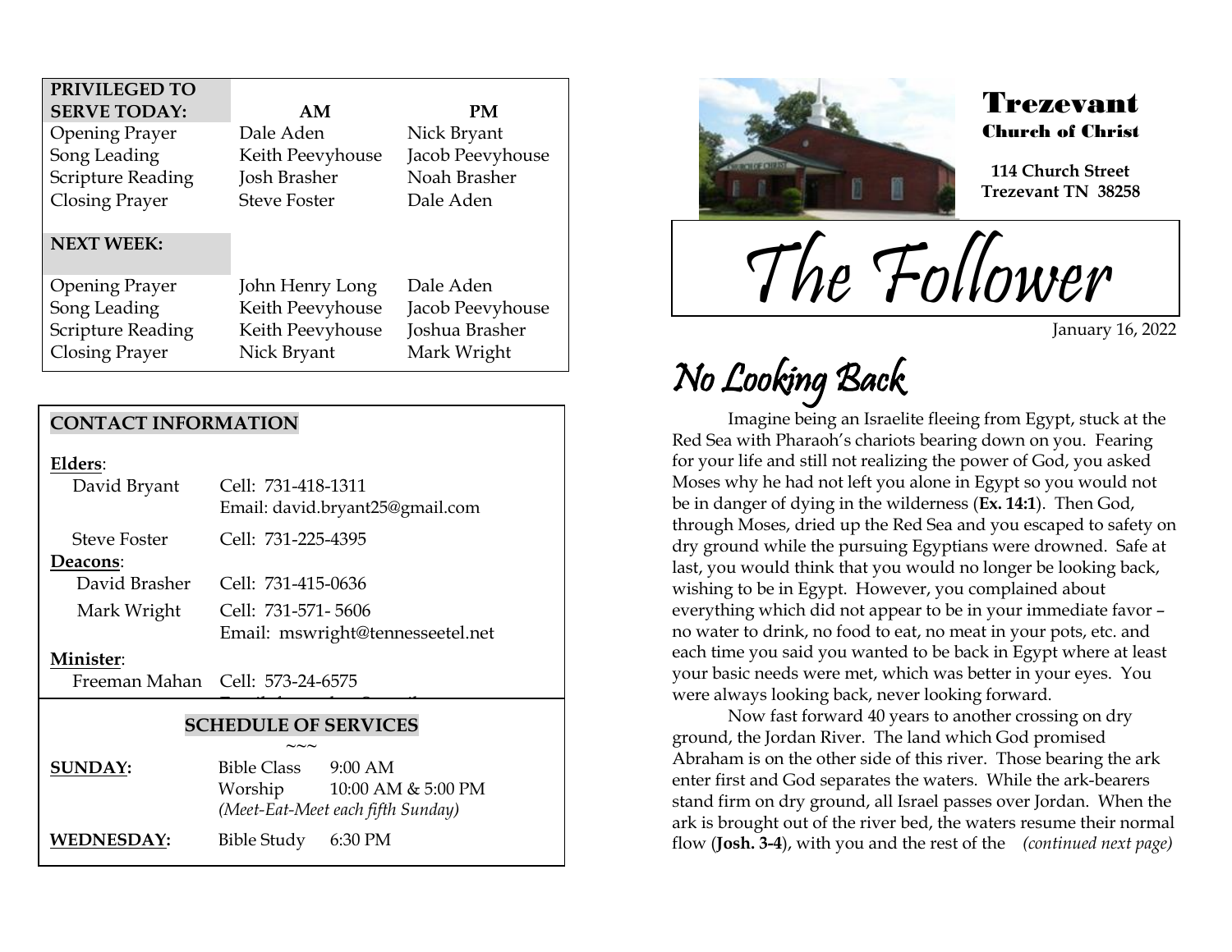| PRIVILEGED TO SERVE TODAY: | AM | PM |
| --- | --- | --- |
| Opening Prayer | Dale Aden | Nick Bryant |
| Song Leading | Keith Peevyhouse | Jacob Peevyhouse |
| Scripture Reading | Josh Brasher | Noah Brasher |
| Closing Prayer | Steve Foster | Dale Aden |
| **NEXT WEEK:** | | |
| Opening Prayer | John Henry Long | Dale Aden |
| Song Leading | Keith Peevyhouse | Jacob Peevyhouse |
| Scripture Reading | Keith Peevyhouse | Joshua Brasher |
| Closing Prayer | Nick Bryant | Mark Wright |

## CONTACT INFORMATION

**Elders**:

| | |
| --- | --- |
| David Bryant | Cell: 731-418-1311<br>Email: david.bryant25@gmail.com |
| Steve Foster | Cell: 731-225-4395 |

**Deacons**:

| | |
| --- | --- |
| David Brasher | Cell: 731-415-0636 |
| Mark Wright | Cell: 731-571- 5606<br>Email: mswright@tennesseetel.net |

**Minister**:

| | |
| --- | --- |
| Freeman Mahan | Cell: 573-24-6575 |

## SCHEDULE OF SERVICES

~~~

| | | |
| --- | --- | --- |
| **SUNDAY:** | Bible Class | 9:00 AM |
| | Worship | 10:00 AM & 5:00 PM |
| | *(Meet-Eat-Meet each fifth Sunday)* | |
| **WEDNESDAY:** | Bible Study | 6:30 PM |

# Trezevant
## Church of Christ

**114 Church Street**
**Trezevant TN 38258**

# The Follower

January 16, 2022

## No Looking Back

Imagine being an Israelite fleeing from Egypt, stuck at the Red Sea with Pharaoh's chariots bearing down on you. Fearing for your life and still not realizing the power of God, you asked Moses why he had not left you alone in Egypt so you would not be in danger of dying in the wilderness (**Ex. 14:1**). Then God, through Moses, dried up the Red Sea and you escaped to safety on dry ground while the pursuing Egyptians were drowned. Safe at last, you would think that you would no longer be looking back, wishing to be in Egypt. However, you complained about everything which did not appear to be in your immediate favor – no water to drink, no food to eat, no meat in your pots, etc. and each time you said you wanted to be back in Egypt where at least your basic needs were met, which was better in your eyes. You were always looking back, never looking forward.

Now fast forward 40 years to another crossing on dry ground, the Jordan River. The land which God promised Abraham is on the other side of this river. Those bearing the ark enter first and God separates the waters. While the ark-bearers stand firm on dry ground, all Israel passes over Jordan. When the ark is brought out of the river bed, the waters resume their normal flow (**Josh. 3-4**), with you and the rest of the *(continued next page)*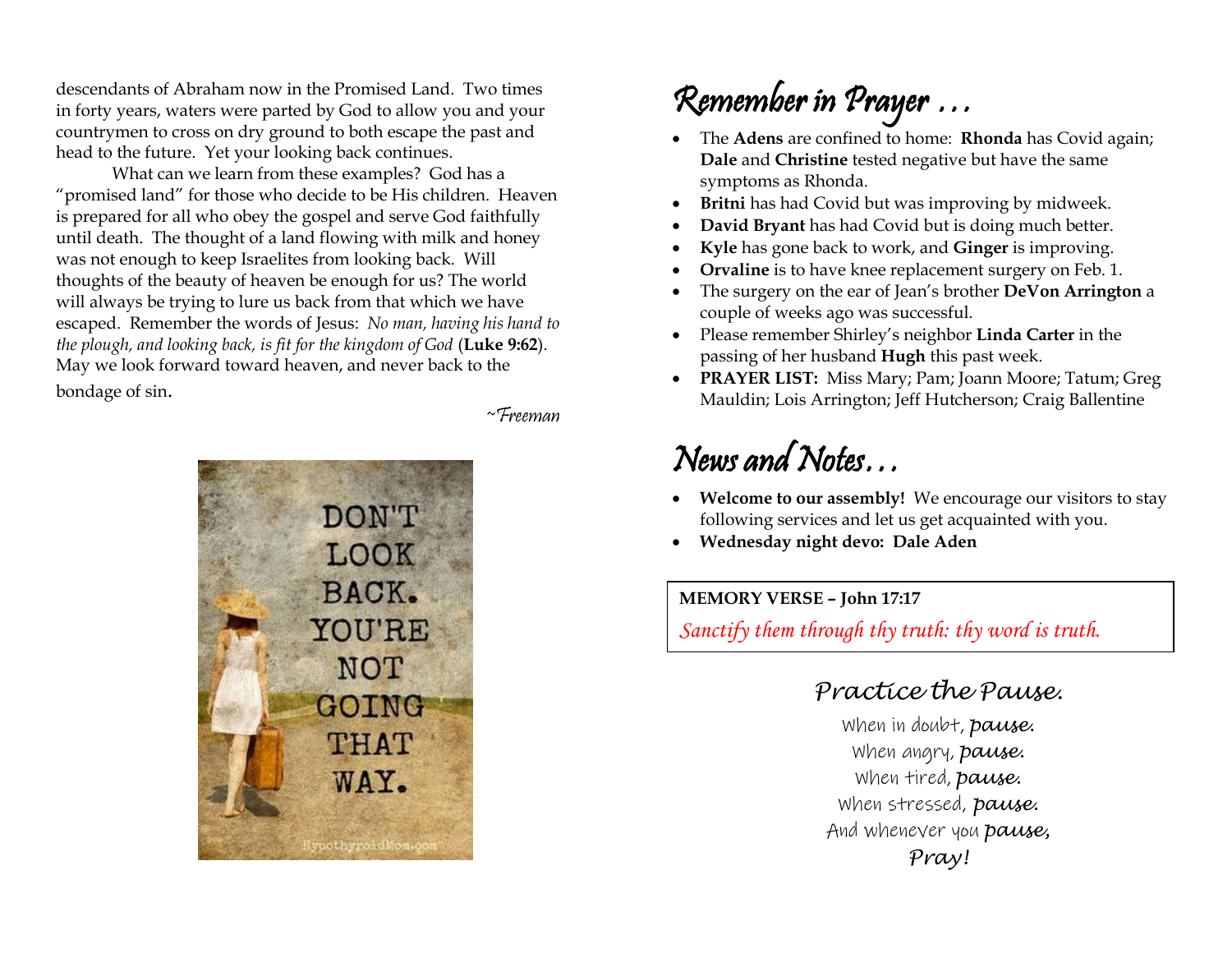descendants of Abraham now in the Promised Land. Two times in forty years, waters were parted by God to allow you and your countrymen to cross on dry ground to both escape the past and head to the future. Yet your looking back continues.

What can we learn from these examples? God has a "promised land" for those who decide to be His children. Heaven is prepared for all who obey the gospel and serve God faithfully until death. The thought of a land flowing with milk and honey was not enough to keep Israelites from looking back. Will thoughts of the beauty of heaven be enough for us? The world will always be trying to lure us back from that which we have escaped. Remember the words of Jesus: *No man, having his hand to the plough, and looking back, is fit for the kingdom of God* (**Luke 9:62**). May we look forward toward heaven, and never back to the bondage of sin.

*~Freeman*

DON'T LOOK BACK. YOU'RE NOT GOING THAT WAY.

HypothyroidMom.com

# Remember in Prayer . . .

- The **Adens** are confined to home: **Rhonda** has Covid again; **Dale** and **Christine** tested negative but have the same symptoms as Rhonda.
- **Britni** has had Covid but was improving by midweek.
- **David Bryant** has had Covid but is doing much better.
- **Kyle** has gone back to work, and **Ginger** is improving.
- **Orvaline** is to have knee replacement surgery on Feb. 1.
- The surgery on the ear of Jean's brother **DeVon Arrington** a couple of weeks ago was successful.
- Please remember Shirley's neighbor **Linda Carter** in the passing of her husband **Hugh** this past week.
- **PRAYER LIST:** Miss Mary; Pam; Joann Moore; Tatum; Greg Mauldin; Lois Arrington; Jeff Hutcherson; Craig Ballentine

# News and Notes . . .

- **Welcome to our assembly!** We encourage our visitors to stay following services and let us get acquainted with you.
- **Wednesday night devo: Dale Aden**

**MEMORY VERSE – John 17:17**

*Sanctify them through thy truth: thy word is truth.*

## Practice the Pause.

When in doubt, **pause.**
When angry, **pause.**
When tired, **pause.**
When stressed, **pause.**
And whenever you **pause,**
*Pray!*